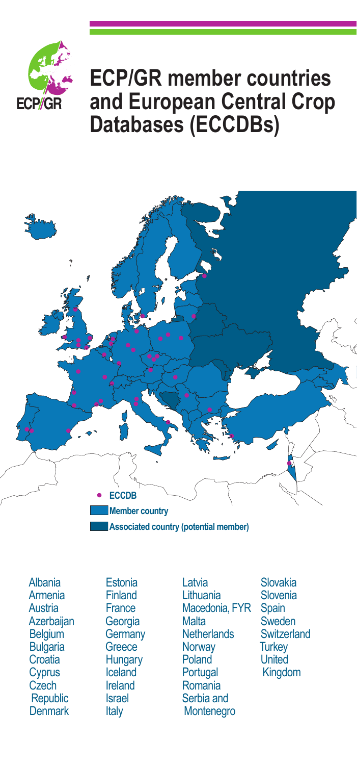# ECP/GR member countries and European Central Crop Databases (ECCDBs)

- ECCDB
- Member country
- Associated country (potential member)

Albania
Armenia
Austria
Azerbaijan
Belgium
Bulgaria
Croatia
Cyprus
Czech Republic
Denmark
Estonia
Finland
France
Georgia
Germany
Greece
Hungary
Iceland
Ireland
Israel
Italy
Latvia
Lithuania
Macedonia, FYR
Malta
Netherlands
Norway
Poland
Portugal
Romania
Serbia and Montenegro
Slovakia
Slovenia
Spain
Sweden
Switzerland
Turkey
United Kingdom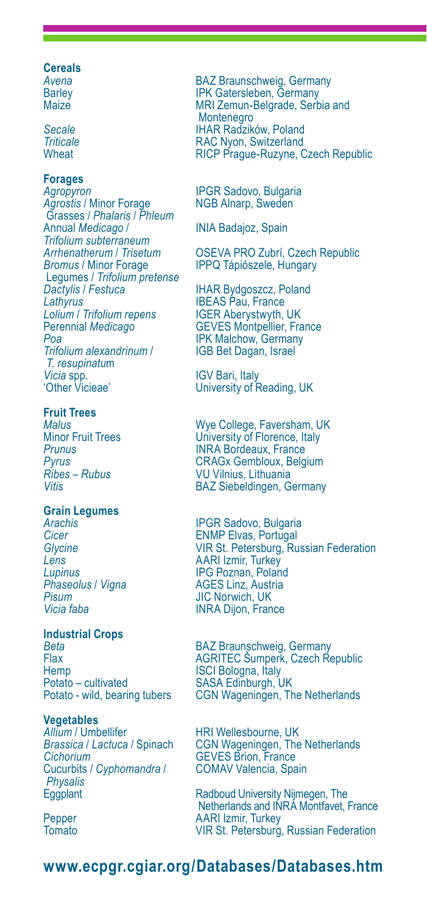## Cereals

| | |
|---|---|
| *Avena* | BAZ Braunschweig, Germany |
| Barley | IPK Gatersleben, Germany |
| Maize | MRI Zemun-Belgrade, Serbia and Montenegro |
| *Secale* | IHAR Radzików, Poland |
| *Triticale* | RAC Nyon, Switzerland |
| Wheat | RICP Prague-Ruzyne, Czech Republic |

## Forages

| | |
|---|---|
| *Agropyron* | IPGR Sadovo, Bulgaria |
| *Agrostis* / Minor Forage Grasses / *Phalaris* / *Phleum* | NGB Alnarp, Sweden |
| Annual *Medicago* / *Trifolium subterraneum* | INIA Badajoz, Spain |
| *Arrhenatherum* / *Trisetum* | OSEVA PRO Zubrí, Czech Republic |
| *Bromus* / Minor Forage Legumes / *Trifolium pretense* | IPPQ Tápiószele, Hungary |
| *Dactylis* / *Festuca* | IHAR Bydgoszcz, Poland |
| *Lathyrus* | IBEAS Pau, France |
| *Lolium* / *Trifolium repens* | IGER Aberystwyth, UK |
| Perennial *Medicago* | GEVES Montpellier, France |
| *Poa* | IPK Malchow, Germany |
| *Trifolium alexandrinum* / *T. resupinatu*m | IGB Bet Dagan, Israel |
| *Vicia* spp. | IGV Bari, Italy |
| 'Other Vicieae' | University of Reading, UK |

## Fruit Trees

| | |
|---|---|
| *Malus* | Wye College, Faversham, UK |
| Minor Fruit Trees | University of Florence, Italy |
| *Prunus* | INRA Bordeaux, France |
| *Pyrus* | CRAGx Gembloux, Belgium |
| *Ribes – Rubus* | VU Vilnius, Lithuania |
| *Vitis* | BAZ Siebeldingen, Germany |

## Grain Legumes

| | |
|---|---|
| *Arachis* | IPGR Sadovo, Bulgaria |
| *Cicer* | ENMP Elvas, Portugal |
| *Glycine* | VIR St. Petersburg, Russian Federation |
| *Lens* | AARI Izmir, Turkey |
| *Lupinus* | IPG Poznan, Poland |
| *Phaseolus* / *Vigna* | AGES Linz, Austria |
| *Pisum* | JIC Norwich, UK |
| *Vicia faba* | INRA Dijon, France |

## Industrial Crops

| | |
|---|---|
| *Beta* | BAZ Braunschweig, Germany |
| Flax | AGRITEC Šumperk, Czech Republic |
| Hemp | ISCI Bologna, Italy |
| Potato – cultivated | SASA Edinburgh, UK |
| Potato - wild, bearing tubers | CGN Wageningen, The Netherlands |

## Vegetables

| | |
|---|---|
| *Allium* / Umbellifer | HRI Wellesbourne, UK |
| *Brassica* / *Lactuca* / Spinach | CGN Wageningen, The Netherlands |
| *Cichorium* | GEVES Brion, France |
| Cucurbits / *Cyphomandra* / *Physalis* | COMAV Valencia, Spain |
| Eggplant | Radboud University Nijmegen, The Netherlands and INRA Montfavet, France |
| Pepper | AARI Izmir, Turkey |
| Tomato | VIR St. Petersburg, Russian Federation |

**www.ecpgr.cgiar.org/Databases/Databases.htm**